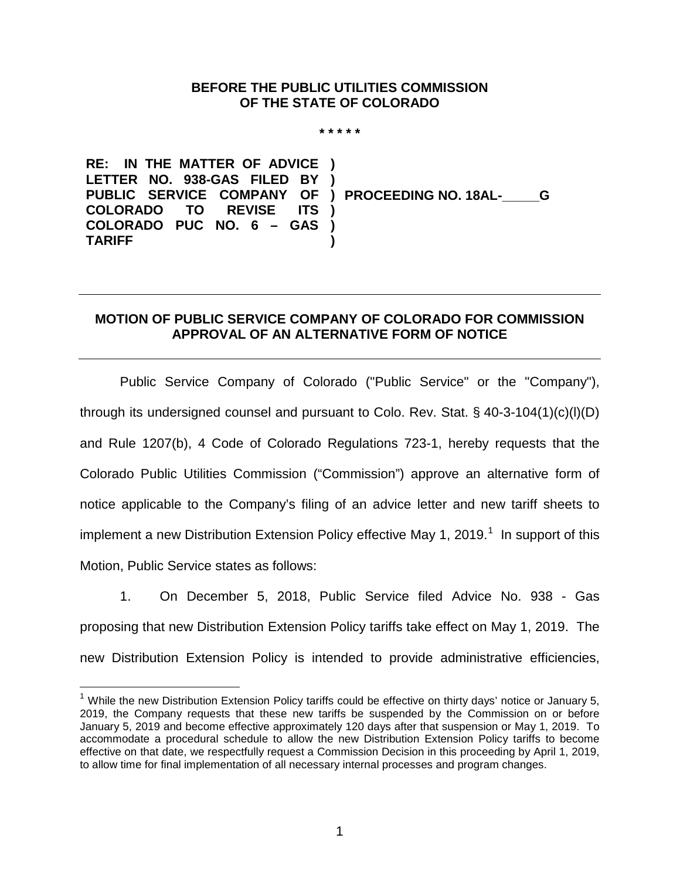**BEFORE THE PUBLIC UTILITIES COMMISSION OF THE STATE OF COLORADO**

\* \* \* \* \*

| | |
|---|---|
| **RE: IN THE MATTER OF ADVICE LETTER NO. 938-GAS FILED BY PUBLIC SERVICE COMPANY OF COLORADO TO REVISE ITS COLORADO PUC NO. 6 – GAS TARIFF** | **PROCEEDING NO. 18AL-\_\_\_\_\_G** |

**MOTION OF PUBLIC SERVICE COMPANY OF COLORADO FOR COMMISSION APPROVAL OF AN ALTERNATIVE FORM OF NOTICE**

Public Service Company of Colorado ("Public Service" or the "Company"), through its undersigned counsel and pursuant to Colo. Rev. Stat. § 40-3-104(1)(c)(I)(D) and Rule 1207(b), 4 Code of Colorado Regulations 723-1, hereby requests that the Colorado Public Utilities Commission ("Commission") approve an alternative form of notice applicable to the Company's filing of an advice letter and new tariff sheets to implement a new Distribution Extension Policy effective May 1, 2019.[1] In support of this Motion, Public Service states as follows:

1. On December 5, 2018, Public Service filed Advice No. 938 - Gas proposing that new Distribution Extension Policy tariffs take effect on May 1, 2019. The new Distribution Extension Policy is intended to provide administrative efficiencies,

[1] While the new Distribution Extension Policy tariffs could be effective on thirty days' notice or January 5, 2019, the Company requests that these new tariffs be suspended by the Commission on or before January 5, 2019 and become effective approximately 120 days after that suspension or May 1, 2019. To accommodate a procedural schedule to allow the new Distribution Extension Policy tariffs to become effective on that date, we respectfully request a Commission Decision in this proceeding by April 1, 2019, to allow time for final implementation of all necessary internal processes and program changes.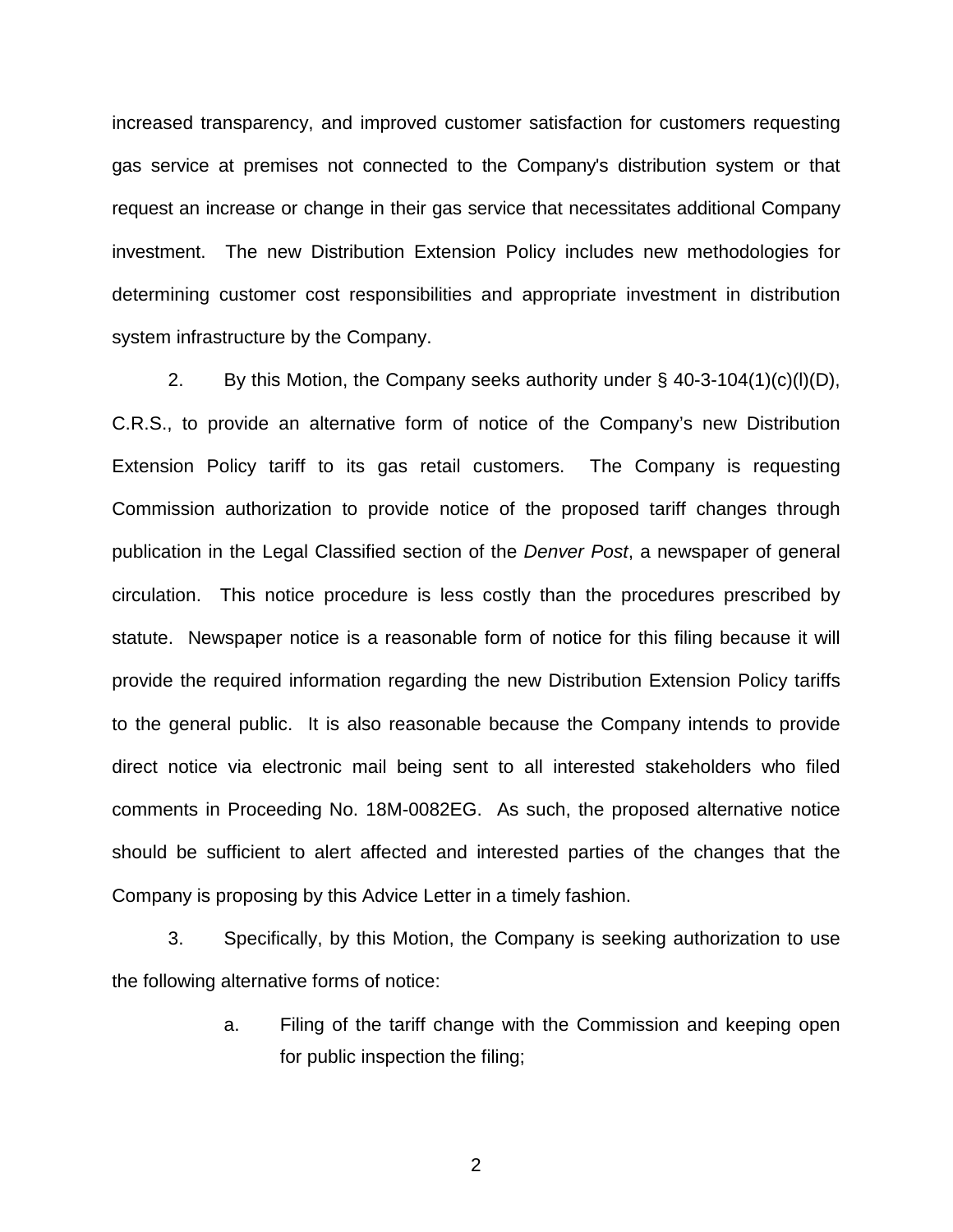increased transparency, and improved customer satisfaction for customers requesting gas service at premises not connected to the Company's distribution system or that request an increase or change in their gas service that necessitates additional Company investment. The new Distribution Extension Policy includes new methodologies for determining customer cost responsibilities and appropriate investment in distribution system infrastructure by the Company.

2. By this Motion, the Company seeks authority under § 40-3-104(1)(c)(l)(D), C.R.S., to provide an alternative form of notice of the Company's new Distribution Extension Policy tariff to its gas retail customers. The Company is requesting Commission authorization to provide notice of the proposed tariff changes through publication in the Legal Classified section of the *Denver Post*, a newspaper of general circulation. This notice procedure is less costly than the procedures prescribed by statute. Newspaper notice is a reasonable form of notice for this filing because it will provide the required information regarding the new Distribution Extension Policy tariffs to the general public. It is also reasonable because the Company intends to provide direct notice via electronic mail being sent to all interested stakeholders who filed comments in Proceeding No. 18M-0082EG. As such, the proposed alternative notice should be sufficient to alert affected and interested parties of the changes that the Company is proposing by this Advice Letter in a timely fashion.

3. Specifically, by this Motion, the Company is seeking authorization to use the following alternative forms of notice:

a. Filing of the tariff change with the Commission and keeping open for public inspection the filing;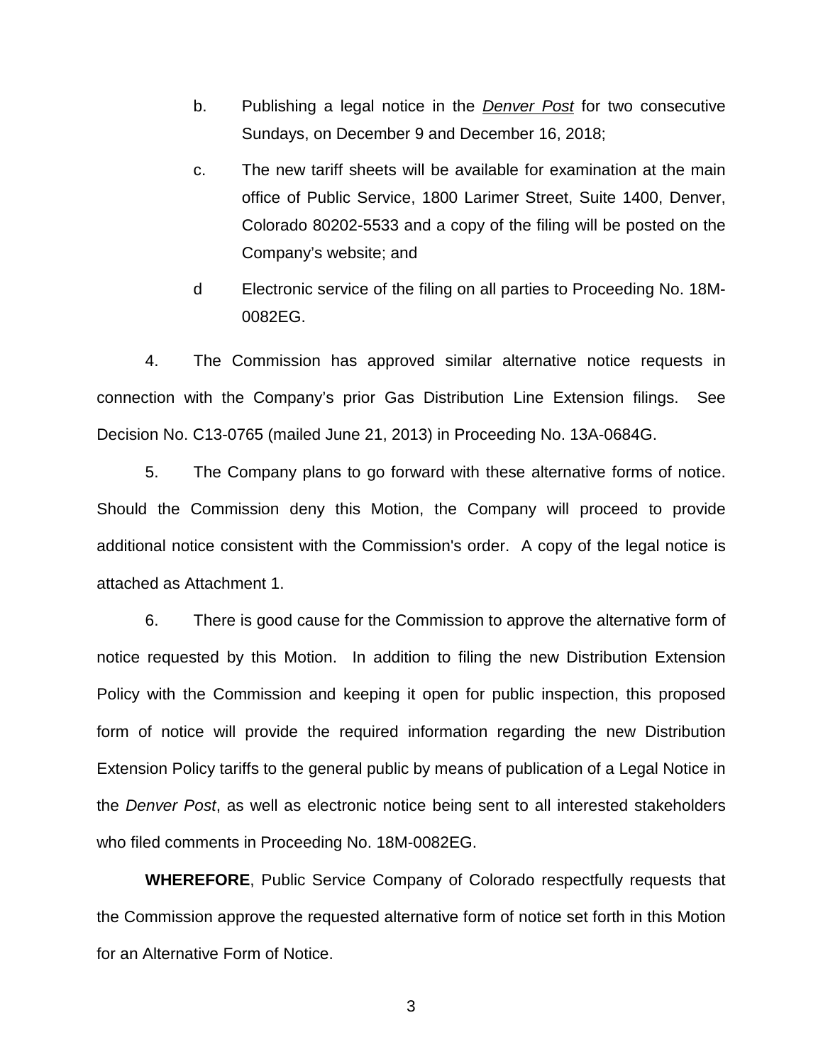b. Publishing a legal notice in the ***Denver Post*** for two consecutive Sundays, on December 9 and December 16, 2018;

c. The new tariff sheets will be available for examination at the main office of Public Service, 1800 Larimer Street, Suite 1400, Denver, Colorado 80202-5533 and a copy of the filing will be posted on the Company's website; and

d Electronic service of the filing on all parties to Proceeding No. 18M-0082EG.

4. The Commission has approved similar alternative notice requests in connection with the Company's prior Gas Distribution Line Extension filings. See Decision No. C13-0765 (mailed June 21, 2013) in Proceeding No. 13A-0684G.

5. The Company plans to go forward with these alternative forms of notice. Should the Commission deny this Motion, the Company will proceed to provide additional notice consistent with the Commission's order. A copy of the legal notice is attached as Attachment 1.

6. There is good cause for the Commission to approve the alternative form of notice requested by this Motion. In addition to filing the new Distribution Extension Policy with the Commission and keeping it open for public inspection, this proposed form of notice will provide the required information regarding the new Distribution Extension Policy tariffs to the general public by means of publication of a Legal Notice in the *Denver Post*, as well as electronic notice being sent to all interested stakeholders who filed comments in Proceeding No. 18M-0082EG.

**WHEREFORE**, Public Service Company of Colorado respectfully requests that the Commission approve the requested alternative form of notice set forth in this Motion for an Alternative Form of Notice.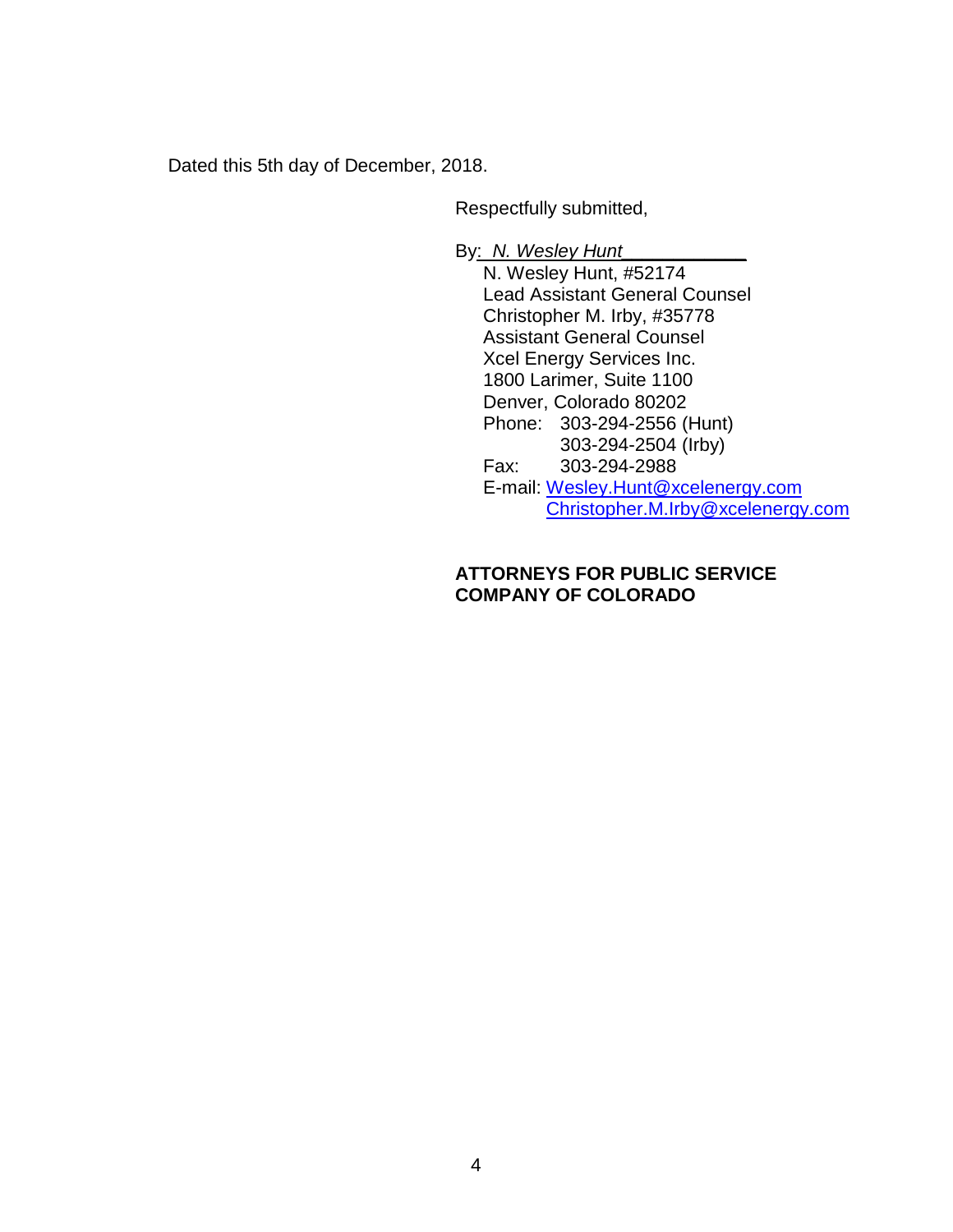Dated this 5th day of December, 2018.

Respectfully submitted,

By: *N. Wesley Hunt*\_\_\_\_\_\_\_\_\_\_\_\_

N. Wesley Hunt, #52174
Lead Assistant General Counsel
Christopher M. Irby, #35778
Assistant General Counsel
Xcel Energy Services Inc.
1800 Larimer, Suite 1100
Denver, Colorado 80202
Phone: 303-294-2556 (Hunt)
303-294-2504 (Irby)
Fax: 303-294-2988
E-mail: Wesley.Hunt@xcelenergy.com
Christopher.M.Irby@xcelenergy.com

**ATTORNEYS FOR PUBLIC SERVICE COMPANY OF COLORADO**